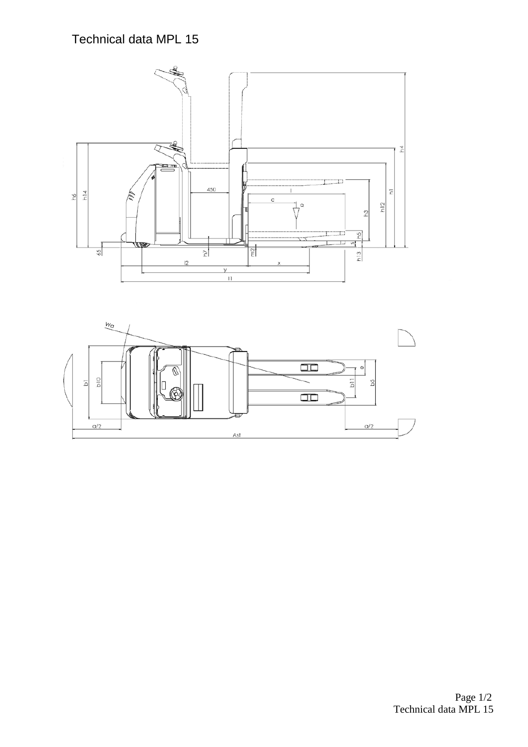# Technical data MPL 15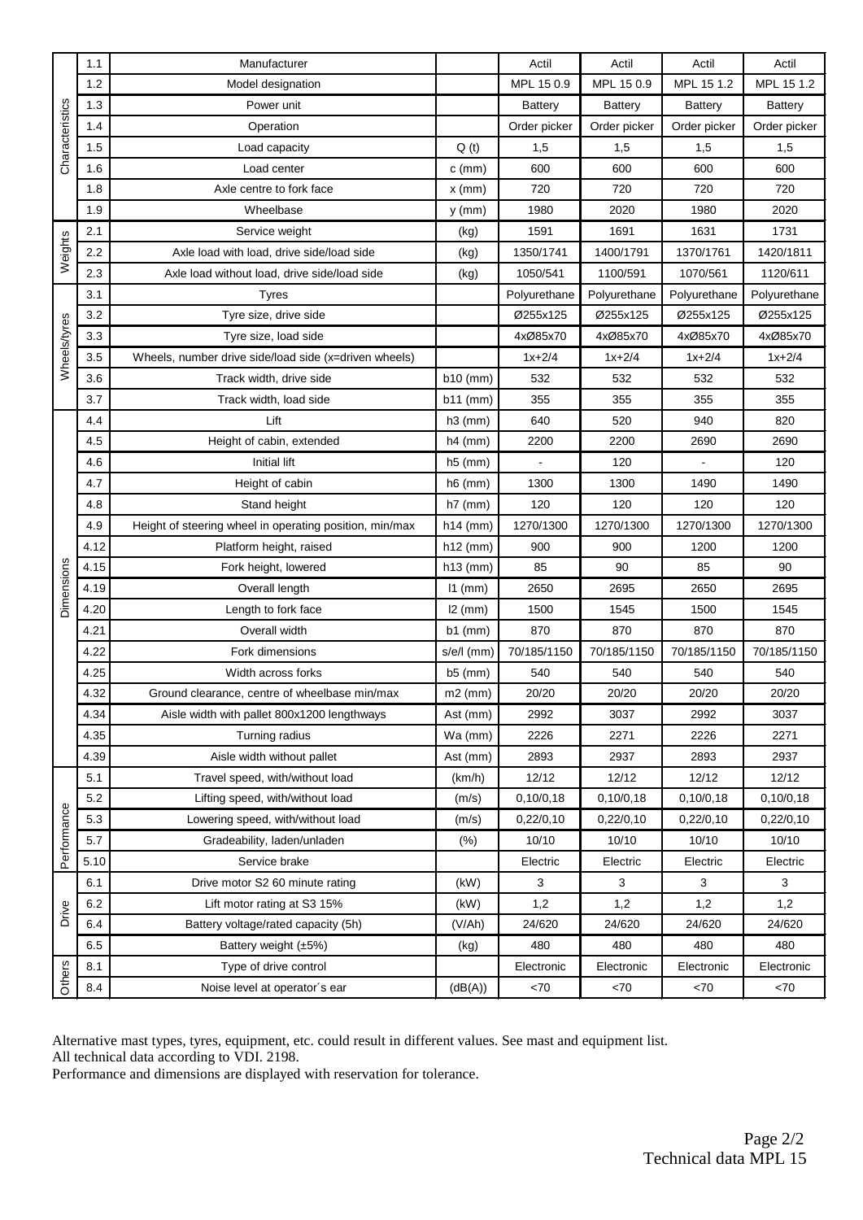| | | | | | | | |
|---|---|---|---|---|---|---|---|
| Characteristics | 1.1 | Manufacturer | | Actil | Actil | Actil | Actil |
| | 1.2 | Model designation | | MPL 15 0.9 | MPL 15 0.9 | MPL 15 1.2 | MPL 15 1.2 |
| | 1.3 | Power unit | | Battery | Battery | Battery | Battery |
| | 1.4 | Operation | | Order picker | Order picker | Order picker | Order picker |
| | 1.5 | Load capacity | Q (t) | 1,5 | 1,5 | 1,5 | 1,5 |
| | 1.6 | Load center | c (mm) | 600 | 600 | 600 | 600 |
| | 1.8 | Axle centre to fork face | x (mm) | 720 | 720 | 720 | 720 |
| | 1.9 | Wheelbase | y (mm) | 1980 | 2020 | 1980 | 2020 |
| Weights | 2.1 | Service weight | (kg) | 1591 | 1691 | 1631 | 1731 |
| | 2.2 | Axle load with load, drive side/load side | (kg) | 1350/1741 | 1400/1791 | 1370/1761 | 1420/1811 |
| | 2.3 | Axle load without load, drive side/load side | (kg) | 1050/541 | 1100/591 | 1070/561 | 1120/611 |
| Wheels/tyres | 3.1 | Tyres | | Polyurethane | Polyurethane | Polyurethane | Polyurethane |
| | 3.2 | Tyre size, drive side | | Ø255x125 | Ø255x125 | Ø255x125 | Ø255x125 |
| | 3.3 | Tyre size, load side | | 4xØ85x70 | 4xØ85x70 | 4xØ85x70 | 4xØ85x70 |
| | 3.5 | Wheels, number drive side/load side (x=driven wheels) | | 1x+2/4 | 1x+2/4 | 1x+2/4 | 1x+2/4 |
| | 3.6 | Track width, drive side | b10 (mm) | 532 | 532 | 532 | 532 |
| | 3.7 | Track width, load side | b11 (mm) | 355 | 355 | 355 | 355 |
| Dimensions | 4.4 | Lift | h3 (mm) | 640 | 520 | 940 | 820 |
| | 4.5 | Height of cabin, extended | h4 (mm) | 2200 | 2200 | 2690 | 2690 |
| | 4.6 | Initial lift | h5 (mm) | - | 120 | - | 120 |
| | 4.7 | Height of cabin | h6 (mm) | 1300 | 1300 | 1490 | 1490 |
| | 4.8 | Stand height | h7 (mm) | 120 | 120 | 120 | 120 |
| | 4.9 | Height of steering wheel in operating position, min/max | h14 (mm) | 1270/1300 | 1270/1300 | 1270/1300 | 1270/1300 |
| | 4.12 | Platform height, raised | h12 (mm) | 900 | 900 | 1200 | 1200 |
| | 4.15 | Fork height, lowered | h13 (mm) | 85 | 90 | 85 | 90 |
| | 4.19 | Overall length | l1 (mm) | 2650 | 2695 | 2650 | 2695 |
| | 4.20 | Length to fork face | l2 (mm) | 1500 | 1545 | 1500 | 1545 |
| | 4.21 | Overall width | b1 (mm) | 870 | 870 | 870 | 870 |
| | 4.22 | Fork dimensions | s/e/l (mm) | 70/185/1150 | 70/185/1150 | 70/185/1150 | 70/185/1150 |
| | 4.25 | Width across forks | b5 (mm) | 540 | 540 | 540 | 540 |
| | 4.32 | Ground clearance, centre of wheelbase min/max | m2 (mm) | 20/20 | 20/20 | 20/20 | 20/20 |
| | 4.34 | Aisle width with pallet 800x1200 lengthways | Ast (mm) | 2992 | 3037 | 2992 | 3037 |
| | 4.35 | Turning radius | Wa (mm) | 2226 | 2271 | 2226 | 2271 |
| | 4.39 | Aisle width without pallet | Ast (mm) | 2893 | 2937 | 2893 | 2937 |
| Performance | 5.1 | Travel speed, with/without load | (km/h) | 12/12 | 12/12 | 12/12 | 12/12 |
| | 5.2 | Lifting speed, with/without load | (m/s) | 0,10/0,18 | 0,10/0,18 | 0,10/0,18 | 0,10/0,18 |
| | 5.3 | Lowering speed, with/without load | (m/s) | 0,22/0,10 | 0,22/0,10 | 0,22/0,10 | 0,22/0,10 |
| | 5.7 | Gradeability, laden/unladen | (%) | 10/10 | 10/10 | 10/10 | 10/10 |
| | 5.10 | Service brake | | Electric | Electric | Electric | Electric |
| Drive | 6.1 | Drive motor S2 60 minute rating | (kW) | 3 | 3 | 3 | 3 |
| | 6.2 | Lift motor rating at S3 15% | (kW) | 1,2 | 1,2 | 1,2 | 1,2 |
| | 6.4 | Battery voltage/rated capacity (5h) | (V/Ah) | 24/620 | 24/620 | 24/620 | 24/620 |
| | 6.5 | Battery weight (±5%) | (kg) | 480 | 480 | 480 | 480 |
| Others | 8.1 | Type of drive control | | Electronic | Electronic | Electronic | Electronic |
| | 8.4 | Noise level at operator´s ear | (dB(A)) | <70 | <70 | <70 | <70 |

Alternative mast types, tyres, equipment, etc. could result in different values. See mast and equipment list.
All technical data according to VDI. 2198.
Performance and dimensions are displayed with reservation for tolerance.